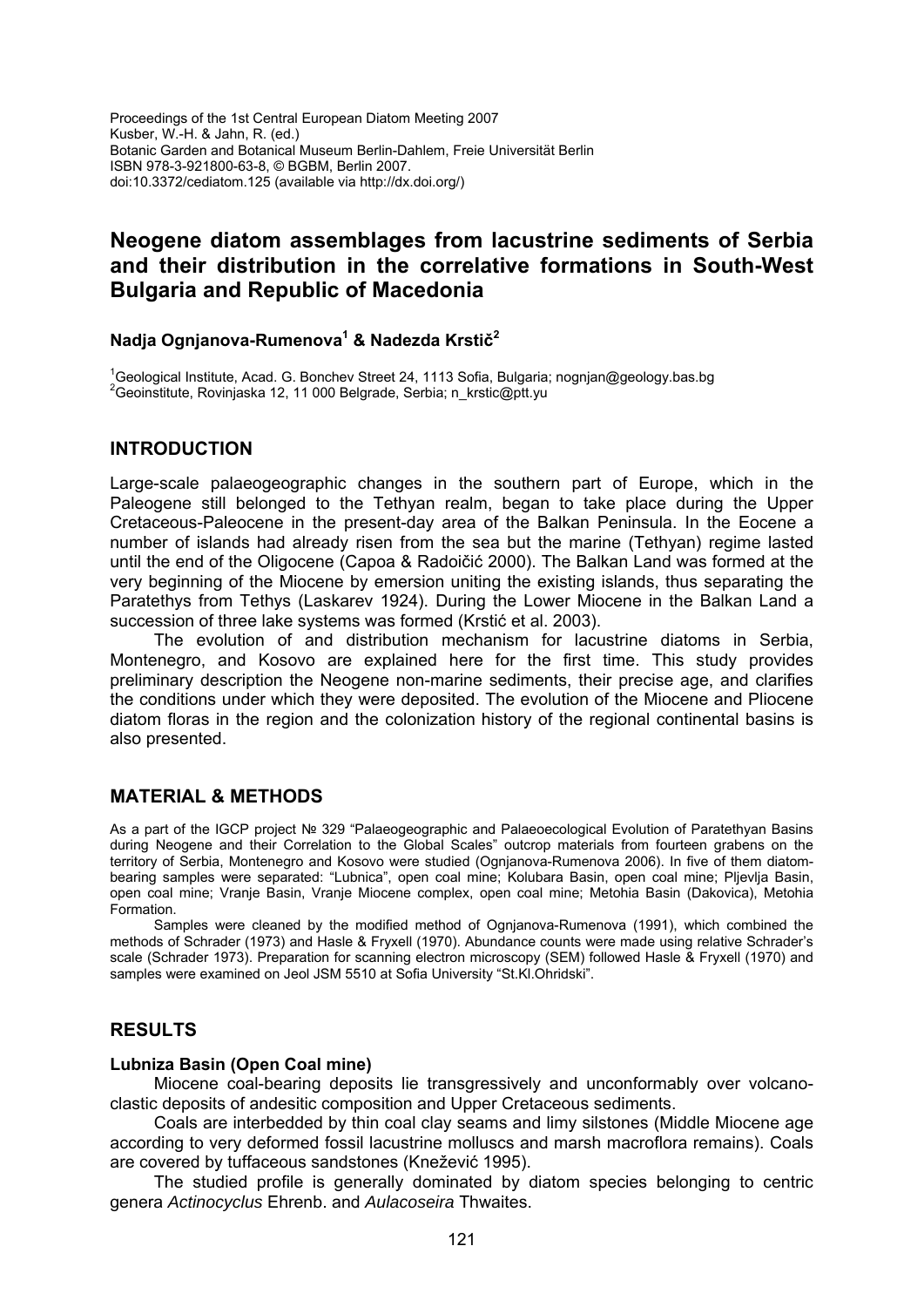Proceedings of the 1st Central European Diatom Meeting 2007
Kusber, W.-H. & Jahn, R. (ed.)
Botanic Garden and Botanical Museum Berlin-Dahlem, Freie Universität Berlin
ISBN 978-3-921800-63-8, © BGBM, Berlin 2007.
doi:10.3372/cediatom.125 (available via http://dx.doi.org/)

# Neogene diatom assemblages from lacustrine sediments of Serbia and their distribution in the correlative formations in South-West Bulgaria and Republic of Macedonia

**Nadja Ognjanova-Rumenova[1] & Nadezda Krstič[2]**

[1]Geological Institute, Acad. G. Bonchev Street 24, 1113 Sofia, Bulgaria; nognjan@geology.bas.bg
[2]Geoinstitute, Rovinjaska 12, 11 000 Belgrade, Serbia; n_krstic@ptt.yu

## INTRODUCTION

Large-scale palaeogeographic changes in the southern part of Europe, which in the Paleogene still belonged to the Tethyan realm, began to take place during the Upper Cretaceous-Paleocene in the present-day area of the Balkan Peninsula. In the Eocene a number of islands had already risen from the sea but the marine (Tethyan) regime lasted until the end of the Oligocene (Capoa & Radoičić 2000). The Balkan Land was formed at the very beginning of the Miocene by emersion uniting the existing islands, thus separating the Paratethys from Tethys (Laskarev 1924). During the Lower Miocene in the Balkan Land a succession of three lake systems was formed (Krstić et al. 2003).

The evolution of and distribution mechanism for lacustrine diatoms in Serbia, Montenegro, and Kosovo are explained here for the first time. This study provides preliminary description the Neogene non-marine sediments, their precise age, and clarifies the conditions under which they were deposited. The evolution of the Miocene and Pliocene diatom floras in the region and the colonization history of the regional continental basins is also presented.

## MATERIAL & METHODS

As a part of the IGCP project № 329 "Palaeogeographic and Palaeoecological Evolution of Paratethyan Basins during Neogene and their Correlation to the Global Scales" outcrop materials from fourteen grabens on the territory of Serbia, Montenegro and Kosovo were studied (Ognjanova-Rumenova 2006). In five of them diatom-bearing samples were separated: "Lubnica", open coal mine; Kolubara Basin, open coal mine; Pljevlja Basin, open coal mine; Vranje Basin, Vranje Miocene complex, open coal mine; Metohia Basin (Dakovica), Metohia Formation.

Samples were cleaned by the modified method of Ognjanova-Rumenova (1991), which combined the methods of Schrader (1973) and Hasle & Fryxell (1970). Abundance counts were made using relative Schrader's scale (Schrader 1973). Preparation for scanning electron microscopy (SEM) followed Hasle & Fryxell (1970) and samples were examined on Jeol JSM 5510 at Sofia University "St.Kl.Ohridski".

## RESULTS

### Lubniza Basin (Open Coal mine)

Miocene coal-bearing deposits lie transgressively and unconformably over volcano-clastic deposits of andesitic composition and Upper Cretaceous sediments.

Coals are interbedded by thin coal clay seams and limy silstones (Middle Miocene age according to very deformed fossil lacustrine molluscs and marsh macroflora remains). Coals are covered by tuffaceous sandstones (Knežević 1995).

The studied profile is generally dominated by diatom species belonging to centric genera *Actinocyclus* Ehrenb. and *Aulacoseira* Thwaites.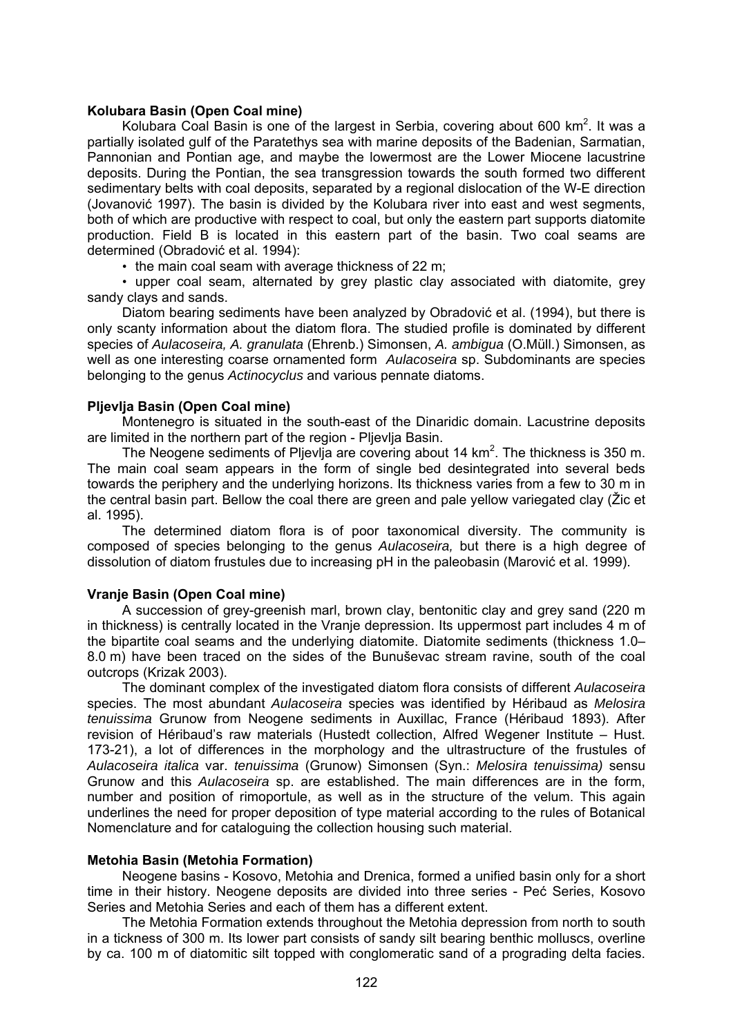**Kolubara Basin (Open Coal mine)**

Kolubara Coal Basin is one of the largest in Serbia, covering about 600 km$^2$. It was a partially isolated gulf of the Paratethys sea with marine deposits of the Badenian, Sarmatian, Pannonian and Pontian age, and maybe the lowermost are the Lower Miocene lacustrine deposits. During the Pontian, the sea transgression towards the south formed two different sedimentary belts with coal deposits, separated by a regional dislocation of the W-E direction (Jovanović 1997). The basin is divided by the Kolubara river into east and west segments, both of which are productive with respect to coal, but only the eastern part supports diatomite production. Field B is located in this eastern part of the basin. Two coal seams are determined (Obradović et al. 1994):

- the main coal seam with average thickness of 22 m;
- upper coal seam, alternated by grey plastic clay associated with diatomite, grey sandy clays and sands.

Diatom bearing sediments have been analyzed by Obradović et al. (1994), but there is only scanty information about the diatom flora. The studied profile is dominated by different species of *Aulacoseira, A. granulata* (Ehrenb.) Simonsen, *A. ambigua* (O.Müll.) Simonsen, as well as one interesting coarse ornamented form *Aulacoseira* sp. Subdominants are species belonging to the genus *Actinocyclus* and various pennate diatoms.

**Pljevlja Basin (Open Coal mine)**

Montenegro is situated in the south-east of the Dinaridic domain. Lacustrine deposits are limited in the northern part of the region - Pljevlja Basin.

The Neogene sediments of Pljevlja are covering about 14 km$^2$. The thickness is 350 m. The main coal seam appears in the form of single bed desintegrated into several beds towards the periphery and the underlying horizons. Its thickness varies from a few to 30 m in the central basin part. Bellow the coal there are green and pale yellow variegated clay (Žic et al. 1995).

The determined diatom flora is of poor taxonomical diversity. The community is composed of species belonging to the genus *Aulacoseira,* but there is a high degree of dissolution of diatom frustules due to increasing pH in the paleobasin (Marović et al. 1999).

**Vranje Basin (Open Coal mine)**

A succession of grey-greenish marl, brown clay, bentonitic clay and grey sand (220 m in thickness) is centrally located in the Vranje depression. Its uppermost part includes 4 m of the bipartite coal seams and the underlying diatomite. Diatomite sediments (thickness 1.0–8.0 m) have been traced on the sides of the Bunuševac stream ravine, south of the coal outcrops (Krizak 2003).

The dominant complex of the investigated diatom flora consists of different *Aulacoseira* species. The most abundant *Aulacoseira* species was identified by Héribaud as *Melosira tenuissima* Grunow from Neogene sediments in Auxillac, France (Héribaud 1893). After revision of Héribaud's raw materials (Hustedt collection, Alfred Wegener Institute – Hust. 173-21), a lot of differences in the morphology and the ultrastructure of the frustules of *Aulacoseira italica* var. *tenuissima* (Grunow) Simonsen (Syn.: *Melosira tenuissima)* sensu Grunow and this *Aulacoseira* sp. are established. The main differences are in the form, number and position of rimoportule, as well as in the structure of the velum. This again underlines the need for proper deposition of type material according to the rules of Botanical Nomenclature and for cataloguing the collection housing such material.

**Metohia Basin (Metohia Formation)**

Neogene basins - Kosovo, Metohia and Drenica, formed a unified basin only for a short time in their history. Neogene deposits are divided into three series - Peć Series, Kosovo Series and Metohia Series and each of them has a different extent.

The Metohia Formation extends throughout the Metohia depression from north to south in a tickness of 300 m. Its lower part consists of sandy silt bearing benthic molluscs, overline by ca. 100 m of diatomitic silt topped with conglomeratic sand of a prograding delta facies.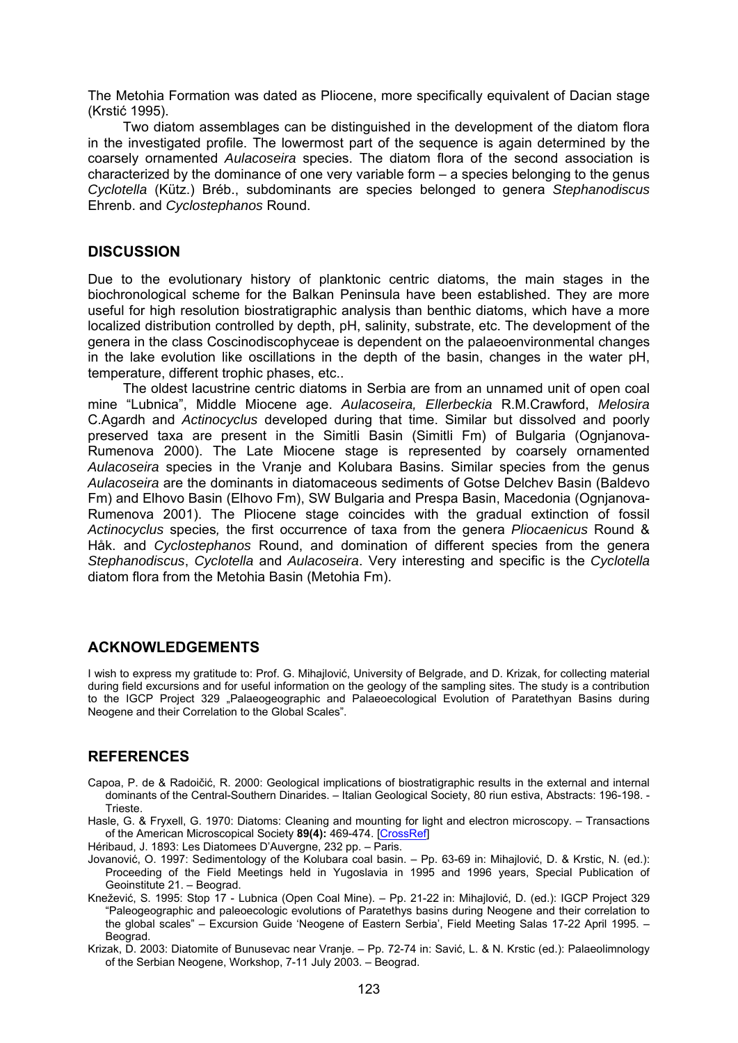The Metohia Formation was dated as Pliocene, more specifically equivalent of Dacian stage (Krstić 1995).

Two diatom assemblages can be distinguished in the development of the diatom flora in the investigated profile. The lowermost part of the sequence is again determined by the coarsely ornamented *Aulacoseira* species. The diatom flora of the second association is characterized by the dominance of one very variable form – a species belonging to the genus *Cyclotella* (Kütz.) Bréb., subdominants are species belonged to genera *Stephanodiscus* Ehrenb. and *Cyclostephanos* Round.

## DISCUSSION

Due to the evolutionary history of planktonic centric diatoms, the main stages in the biochronological scheme for the Balkan Peninsula have been established. They are more useful for high resolution biostratigraphic analysis than benthic diatoms, which have a more localized distribution controlled by depth, pH, salinity, substrate, etc. The development of the genera in the class Coscinodiscophyceae is dependent on the palaeoenvironmental changes in the lake evolution like oscillations in the depth of the basin, changes in the water pH, temperature, different trophic phases, etc..

The oldest lacustrine centric diatoms in Serbia are from an unnamed unit of open coal mine "Lubnica", Middle Miocene age. *Aulacoseira, Ellerbeckia* R.M.Crawford, *Melosira* C.Agardh and *Actinocyclus* developed during that time. Similar but dissolved and poorly preserved taxa are present in the Simitli Basin (Simitli Fm) of Bulgaria (Ognjanova-Rumenova 2000). The Late Miocene stage is represented by coarsely ornamented *Aulacoseira* species in the Vranje and Kolubara Basins. Similar species from the genus *Aulacoseira* are the dominants in diatomaceous sediments of Gotse Delchev Basin (Baldevo Fm) and Elhovo Basin (Elhovo Fm), SW Bulgaria and Prespa Basin, Macedonia (Ognjanova-Rumenova 2001). The Pliocene stage coincides with the gradual extinction of fossil *Actinocyclus* species*,* the first occurrence of taxa from the genera *Pliocaenicus* Round & Håk. and *Cyclostephanos* Round, and domination of different species from the genera *Stephanodiscus*, *Cyclotella* and *Aulacoseira*. Very interesting and specific is the *Cyclotella* diatom flora from the Metohia Basin (Metohia Fm).

## ACKNOWLEDGEMENTS

I wish to express my gratitude to: Prof. G. Mihajlović, University of Belgrade, and D. Krizak, for collecting material during field excursions and for useful information on the geology of the sampling sites. The study is a contribution to the IGCP Project 329 „Palaeogeographic and Palaeoecological Evolution of Paratethyan Basins during Neogene and their Correlation to the Global Scales".

## REFERENCES

Capoa, P. de & Radoičić, R. 2000: Geological implications of biostratigraphic results in the external and internal dominants of the Central-Southern Dinarides. – Italian Geological Society, 80 riun estiva, Abstracts: 196-198. - Trieste.

Hasle, G. & Fryxell, G. 1970: Diatoms: Cleaning and mounting for light and electron microscopy. – Transactions of the American Microscopical Society **89(4):** 469-474. [CrossRef]

Héribaud, J. 1893: Les Diatomees D'Auvergne, 232 pp. – Paris.

Jovanović, O. 1997: Sedimentology of the Kolubara coal basin. – Pp. 63-69 in: Mihajlović, D. & Krstic, N. (ed.): Proceeding of the Field Meetings held in Yugoslavia in 1995 and 1996 years, Special Publication of Geoinstitute 21. – Beograd.

Knežević, S. 1995: Stop 17 - Lubnica (Open Coal Mine). – Pp. 21-22 in: Mihajlović, D. (ed.): IGCP Project 329 "Paleogeographic and paleoecologic evolutions of Paratethys basins during Neogene and their correlation to the global scales" – Excursion Guide 'Neogene of Eastern Serbia', Field Meeting Salas 17-22 April 1995. – Beograd.

Krizak, D. 2003: Diatomite of Bunusevac near Vranje. – Pp. 72-74 in: Savić, L. & N. Krstic (ed.): Palaeolimnology of the Serbian Neogene, Workshop, 7-11 July 2003. – Beograd.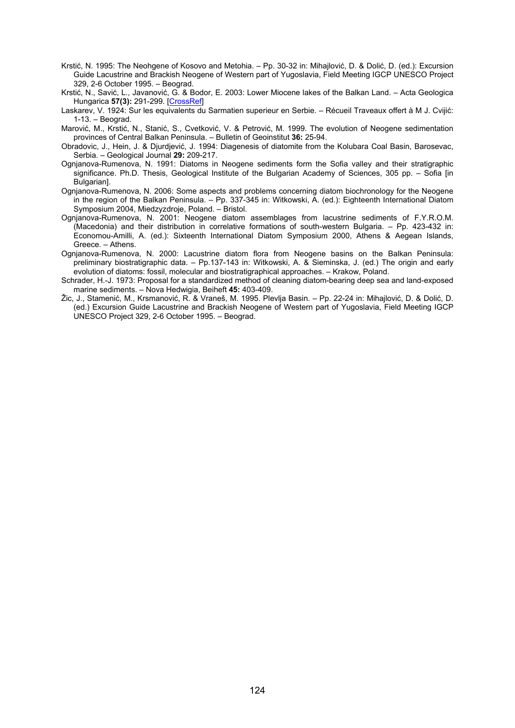Krstić, N. 1995: The Neohgene of Kosovo and Metohia. – Pp. 30-32 in: Mihajlović, D. & Dolić, D. (ed.): Excursion Guide Lacustrine and Brackish Neogene of Western part of Yugoslavia, Field Meeting IGCP UNESCO Project 329, 2-6 October 1995. – Beograd.

Krstić, N., Savić, L., Javanović, G. & Bodor, E. 2003: Lower Miocene lakes of the Balkan Land. – Acta Geologica Hungarica **57(3):** 291-299. [CrossRef]

Laskarev, V. 1924: Sur les equivalents du Sarmatien superieur en Serbie. – Récueil Traveaux offert à M J. Cvijić: 1-13. – Beograd.

Marović, M., Krstić, N., Stanić, S., Cvetković, V. & Petrović, M. 1999. The evolution of Neogene sedimentation provinces of Central Balkan Peninsula. – Bulletin of Geoinstitut **36:** 25-94.

Obradovic, J., Hein, J. & Djurdjević, J. 1994: Diagenesis of diatomite from the Kolubara Coal Basin, Barosevac, Serbia. – Geological Journal **29:** 209-217.

Ognjanova-Rumenova, N. 1991: Diatoms in Neogene sediments form the Sofia valley and their stratigraphic significance. Ph.D. Thesis, Geological Institute of the Bulgarian Academy of Sciences, 305 pp. – Sofia [in Bulgarian].

Ognjanova-Rumenova, N. 2006: Some aspects and problems concerning diatom biochronology for the Neogene in the region of the Balkan Peninsula. – Pp. 337-345 in: Witkowski, A. (ed.): Eighteenth International Diatom Symposium 2004, Miedzyzdroje, Poland. – Bristol.

Ognjanova-Rumenova, N. 2001: Neogene diatom assemblages from lacustrine sediments of F.Y.R.O.M. (Macedonia) and their distribution in correlative formations of south-western Bulgaria. – Pp. 423-432 in: Economou-Amilli, A. (ed.): Sixteenth International Diatom Symposium 2000, Athens & Aegean Islands, Greece. – Athens.

Ognjanova-Rumenova, N. 2000: Lacustrine diatom flora from Neogene basins on the Balkan Peninsula: preliminary biostratigraphic data. – Pp.137-143 in: Witkowski, A. & Sieminska, J. (ed.) The origin and early evolution of diatoms: fossil, molecular and biostratigraphical approaches. – Krakow, Poland.

Schrader, H.-J. 1973: Proposal for a standardized method of cleaning diatom-bearing deep sea and land-exposed marine sediments. – Nova Hedwigia, Beiheft **45:** 403-409.

Žic, J., Stamenić, M., Krsmanović, R. & Vraneš, M. 1995. Plevlja Basin. – Pp. 22-24 in: Mihajlović, D. & Dolić, D. (ed.) Excursion Guide Lacustrine and Brackish Neogene of Western part of Yugoslavia, Field Meeting IGCP UNESCO Project 329, 2-6 October 1995. – Beograd.